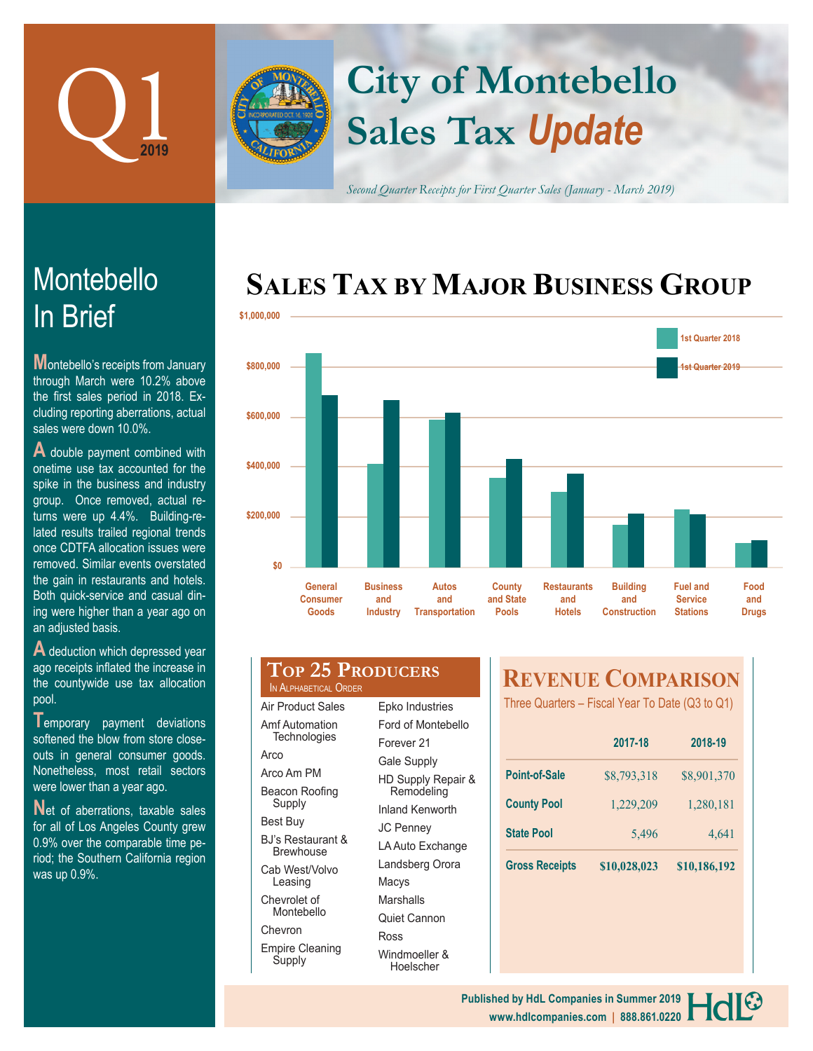# Q1 2019

# City of Montebello Sales Tax *Update*

*Second Quarter Receipts for First Quarter Sales (January - March 2019)*

## Montebello In Brief

Montebello's receipts from January through March were 10.2% above the first sales period in 2018. Excluding reporting aberrations, actual sales were down 10.0%.

A double payment combined with onetime use tax accounted for the spike in the business and industry group. Once removed, actual returns were up 4.4%. Building-related results trailed regional trends once CDTFA allocation issues were removed. Similar events overstated the gain in restaurants and hotels. Both quick-service and casual dining were higher than a year ago on an adjusted basis.

A deduction which depressed year ago receipts inflated the increase in the countywide use tax allocation pool.

Temporary payment deviations softened the blow from store closeouts in general consumer goods. Nonetheless, most retail sectors were lower than a year ago.

Net of aberrations, taxable sales for all of Los Angeles County grew 0.9% over the comparable time period; the Southern California region was up 0.9%.

## Sales Tax by Major Business Group

Chart legend: 1st Quarter 2018, 1st Quarter 2019. Y-axis: $0 – $1,000,000.

Categories: General Consumer Goods; Business and Industry; Autos and Transportation; County and State Pools; Restaurants and Hotels; Building and Construction; Fuel and Service Stations; Food and Drugs

## Top 25 Producers

In Alphabetical Order

| | |
|---|---|
| Air Product Sales | Epko Industries |
| Amf Automation Technologies | Ford of Montebello |
| Arco | Forever 21 |
| Arco Am PM | Gale Supply |
| Beacon Roofing Supply | HD Supply Repair & Remodeling |
| Best Buy | Inland Kenworth |
| BJ's Restaurant & Brewhouse | JC Penney |
| Cab West/Volvo Leasing | LA Auto Exchange |
| Chevrolet of Montebello | Landsberg Orora |
| Chevron | Macys |
| Empire Cleaning Supply | Marshalls |
| | Quiet Cannon |
| | Ross |
| | Windmoeller & Hoelscher |

## Revenue Comparison

Three Quarters – Fiscal Year To Date (Q3 to Q1)

| | 2017-18 | 2018-19 |
|---|---|---|
| Point-of-Sale | $8,793,318 | $8,901,370 |
| County Pool | 1,229,209 | 1,280,181 |
| State Pool | 5,496 | 4,641 |
| Gross Receipts | $10,028,023 | $10,186,192 |

Published by HdL Companies in Summer 2019
www.hdlcompanies.com | 888.861.0220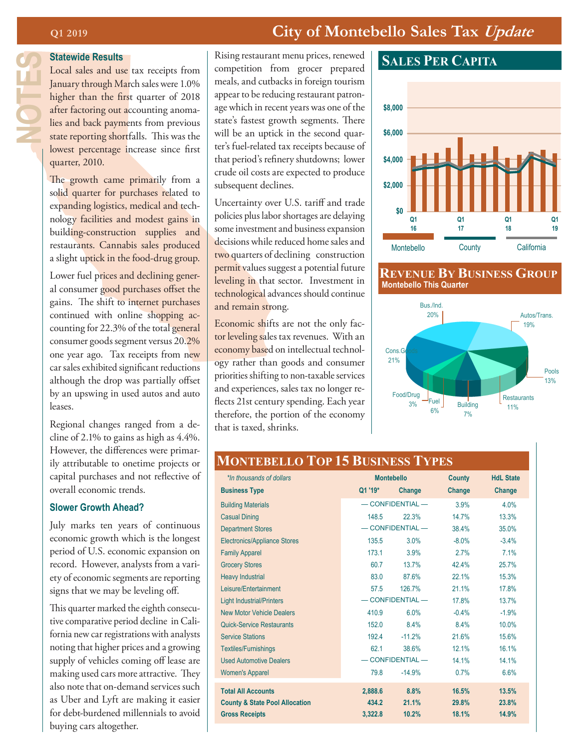## Q1 2019 City of Montebello Sales Tax *Update*

NOTES

### Statewide Results

Local sales and use tax receipts from January through March sales were 1.0% higher than the first quarter of 2018 after factoring out accounting anomalies and back payments from previous state reporting shortfalls. This was the lowest percentage increase since first quarter, 2010.

The growth came primarily from a solid quarter for purchases related to expanding logistics, medical and technology facilities and modest gains in building-construction supplies and restaurants. Cannabis sales produced a slight uptick in the food-drug group.

Lower fuel prices and declining general consumer good purchases offset the gains. The shift to internet purchases continued with online shopping accounting for 22.3% of the total general consumer goods segment versus 20.2% one year ago. Tax receipts from new car sales exhibited significant reductions although the drop was partially offset by an upswing in used autos and auto leases.

Regional changes ranged from a decline of 2.1% to gains as high as 4.4%. However, the differences were primarily attributable to onetime projects or capital purchases and not reflective of overall economic trends.

### Slower Growth Ahead?

July marks ten years of continuous economic growth which is the longest period of U.S. economic expansion on record. However, analysts from a variety of economic segments are reporting signs that we may be leveling off.

This quarter marked the eighth consecutive comparative period decline in California new car registrations with analysts noting that higher prices and a growing supply of vehicles coming off lease are making used cars more attractive. They also note that on-demand services such as Uber and Lyft are making it easier for debt-burdened millennials to avoid buying cars altogether.

Rising restaurant menu prices, renewed competition from grocer prepared meals, and cutbacks in foreign tourism appear to be reducing restaurant patronage which in recent years was one of the state's fastest growth segments. There will be an uptick in the second quarter's fuel-related tax receipts because of that period's refinery shutdowns; lower crude oil costs are expected to produce subsequent declines.

Uncertainty over U.S. tariff and trade policies plus labor shortages are delaying some investment and business expansion decisions while reduced home sales and two quarters of declining construction permit values suggest a potential future leveling in that sector. Investment in technological advances should continue and remain strong.

Economic shifts are not the only factor leveling sales tax revenues. With an economy based on intellectual technology rather than goods and consumer priorities shifting to non-taxable services and experiences, sales tax no longer reflects 21st century spending. Each year therefore, the portion of the economy that is taxed, shrinks.

## Sales Per Capita

$8,000
$6,000
$4,000
$2,000
$0
Q1 16
Q1 17
Q1 18
Q1 19
Montebello
County
California

## Revenue By Business Group

Montebello This Quarter

Bus./Ind. 20%
Autos/Trans. 19%
Cons.Goods 21%
Pools 13%
Food/Drug 3%
Fuel 6%
Building 7%
Restaurants 11%

## Montebello Top 15 Business Types

| *In thousands of dollars | Montebello | | County | HdL State |
|---|---|---|---|---|
| **Business Type** | **Q1 '19*** | **Change** | **Change** | **Change** |
| Building Materials | — CONFIDENTIAL — | | 3.9% | 4.0% |
| Casual Dining | 148.5 | 22.3% | 14.7% | 13.3% |
| Department Stores | — CONFIDENTIAL — | | 38.4% | 35.0% |
| Electronics/Appliance Stores | 135.5 | 3.0% | -8.0% | -3.4% |
| Family Apparel | 173.1 | 3.9% | 2.7% | 7.1% |
| Grocery Stores | 60.7 | 13.7% | 42.4% | 25.7% |
| Heavy Industrial | 83.0 | 87.6% | 22.1% | 15.3% |
| Leisure/Entertainment | 57.5 | 126.7% | 21.1% | 17.8% |
| Light Industrial/Printers | — CONFIDENTIAL — | | 17.8% | 13.7% |
| New Motor Vehicle Dealers | 410.9 | 6.0% | -0.4% | -1.9% |
| Quick-Service Restaurants | 152.0 | 8.4% | 8.4% | 10.0% |
| Service Stations | 192.4 | -11.2% | 21.6% | 15.6% |
| Textiles/Furnishings | 62.1 | 38.6% | 12.1% | 16.1% |
| Used Automotive Dealers | — CONFIDENTIAL — | | 14.1% | 14.1% |
| Women's Apparel | 79.8 | -14.9% | 0.7% | 6.6% |
| **Total All Accounts** | **2,888.6** | **8.8%** | **16.5%** | **13.5%** |
| **County & State Pool Allocation** | **434.2** | **21.1%** | **29.8%** | **23.8%** |
| **Gross Receipts** | **3,322.8** | **10.2%** | **18.1%** | **14.9%** |